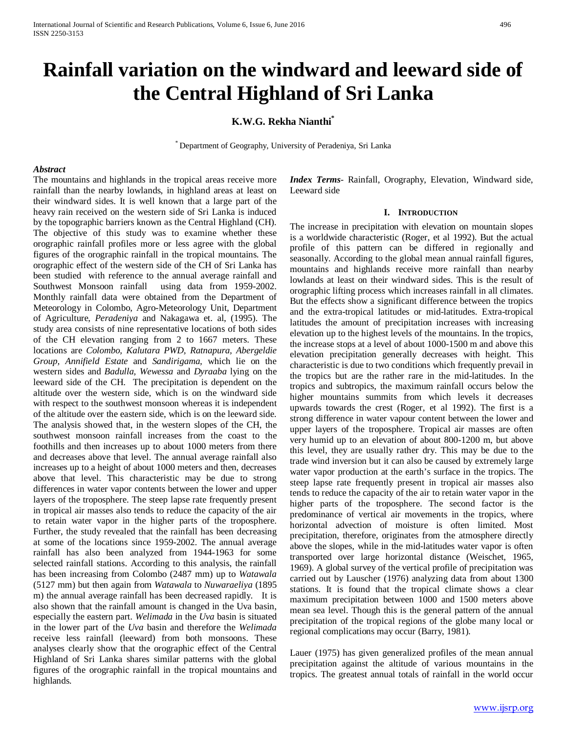# Rainfall variation on the windward and leeward side of the Central Highland of Sri Lanka

**K.W.G. Rekha Nianthi[*]**

[*] Department of Geography, University of Peradeniya, Sri Lanka

***Abstract***

The mountains and highlands in the tropical areas receive more rainfall than the nearby lowlands, in highland areas at least on their windward sides. It is well known that a large part of the heavy rain received on the western side of Sri Lanka is induced by the topographic barriers known as the Central Highland (CH). The objective of this study was to examine whether these orographic rainfall profiles more or less agree with the global figures of the orographic rainfall in the tropical mountains. The orographic effect of the western side of the CH of Sri Lanka has been studied with reference to the annual average rainfall and Southwest Monsoon rainfall using data from 1959-2002. Monthly rainfall data were obtained from the Department of Meteorology in Colombo, Agro-Meteorology Unit, Department of Agriculture, *Peradeniya* and Nakagawa et. al, (1995). The study area consists of nine representative locations of both sides of the CH elevation ranging from 2 to 1667 meters. These locations are *Colombo, Kalutara PWD, Ratnapura, Abergeldie Group, Annifield Estate* and *Sandirigama,* which lie on the western sides and *Badulla, Wewessa* and *Dyraaba* lying on the leeward side of the CH. The precipitation is dependent on the altitude over the western side, which is on the windward side with respect to the southwest monsoon whereas it is independent of the altitude over the eastern side, which is on the leeward side. The analysis showed that, in the western slopes of the CH, the southwest monsoon rainfall increases from the coast to the foothills and then increases up to about 1000 meters from there and decreases above that level. The annual average rainfall also increases up to a height of about 1000 meters and then, decreases above that level. This characteristic may be due to strong differences in water vapor contents between the lower and upper layers of the troposphere. The steep lapse rate frequently present in tropical air masses also tends to reduce the capacity of the air to retain water vapor in the higher parts of the troposphere. Further, the study revealed that the rainfall has been decreasing at some of the locations since 1959-2002. The annual average rainfall has also been analyzed from 1944-1963 for some selected rainfall stations. According to this analysis, the rainfall has been increasing from Colombo (2487 mm) up to *Watawala* (5127 mm) but then again from *Watawala* to *Nuwaraeliya* (1895 m) the annual average rainfall has been decreased rapidly. It is also shown that the rainfall amount is changed in the Uva basin, especially the eastern part. *Welimada* in the *Uva* basin is situated in the lower part of the *Uva* basin and therefore the *Welimada* receive less rainfall (leeward) from both monsoons. These analyses clearly show that the orographic effect of the Central Highland of Sri Lanka shares similar patterns with the global figures of the orographic rainfall in the tropical mountains and highlands.

***Index Terms***- Rainfall, Orography, Elevation, Windward side, Leeward side

## I. Introduction

The increase in precipitation with elevation on mountain slopes is a worldwide characteristic (Roger, et al 1992). But the actual profile of this pattern can be differed in regionally and seasonally. According to the global mean annual rainfall figures, mountains and highlands receive more rainfall than nearby lowlands at least on their windward sides. This is the result of orographic lifting process which increases rainfall in all climates. But the effects show a significant difference between the tropics and the extra-tropical latitudes or mid-latitudes. Extra-tropical latitudes the amount of precipitation increases with increasing elevation up to the highest levels of the mountains. In the tropics, the increase stops at a level of about 1000-1500 m and above this elevation precipitation generally decreases with height. This characteristic is due to two conditions which frequently prevail in the tropics but are the rather rare in the mid-latitudes. In the tropics and subtropics, the maximum rainfall occurs below the higher mountains summits from which levels it decreases upwards towards the crest (Roger, et al 1992). The first is a strong difference in water vapour content between the lower and upper layers of the troposphere. Tropical air masses are often very humid up to an elevation of about 800-1200 m, but above this level, they are usually rather dry. This may be due to the trade wind inversion but it can also be caused by extremely large water vapor production at the earth's surface in the tropics. The steep lapse rate frequently present in tropical air masses also tends to reduce the capacity of the air to retain water vapor in the higher parts of the troposphere. The second factor is the predominance of vertical air movements in the tropics, where horizontal advection of moisture is often limited. Most precipitation, therefore, originates from the atmosphere directly above the slopes, while in the mid-latitudes water vapor is often transported over large horizontal distance (Weischet, 1965, 1969). A global survey of the vertical profile of precipitation was carried out by Lauscher (1976) analyzing data from about 1300 stations. It is found that the tropical climate shows a clear maximum precipitation between 1000 and 1500 meters above mean sea level. Though this is the general pattern of the annual precipitation of the tropical regions of the globe many local or regional complications may occur (Barry, 1981).

Lauer (1975) has given generalized profiles of the mean annual precipitation against the altitude of various mountains in the tropics. The greatest annual totals of rainfall in the world occur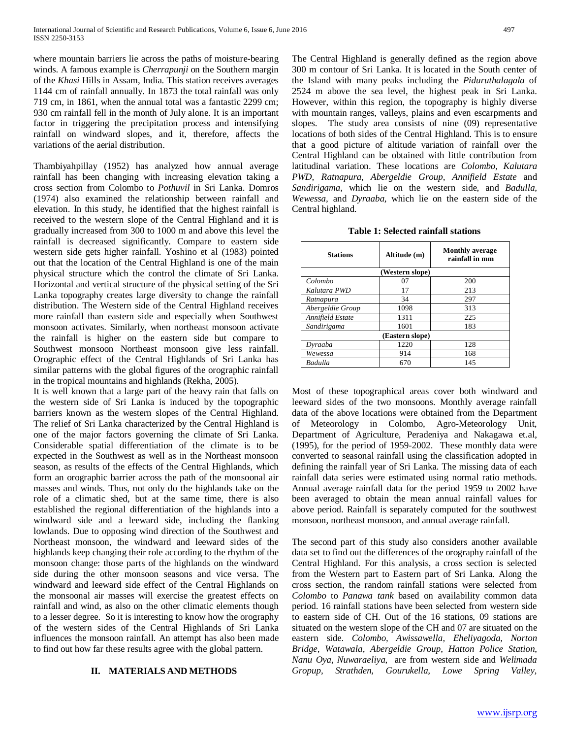where mountain barriers lie across the paths of moisture-bearing winds. A famous example is *Cherrapunji* on the Southern margin of the *Khasi* Hills in Assam, India. This station receives averages 1144 cm of rainfall annually. In 1873 the total rainfall was only 719 cm, in 1861, when the annual total was a fantastic 2299 cm; 930 cm rainfall fell in the month of July alone. It is an important factor in triggering the precipitation process and intensifying rainfall on windward slopes, and it, therefore, affects the variations of the aerial distribution.

Thambiyahpillay (1952) has analyzed how annual average rainfall has been changing with increasing elevation taking a cross section from Colombo to *Pothuvil* in Sri Lanka. Domros (1974) also examined the relationship between rainfall and elevation. In this study, he identified that the highest rainfall is received to the western slope of the Central Highland and it is gradually increased from 300 to 1000 m and above this level the rainfall is decreased significantly. Compare to eastern side western side gets higher rainfall. Yoshino et al (1983) pointed out that the location of the Central Highland is one of the main physical structure which the control the climate of Sri Lanka. Horizontal and vertical structure of the physical setting of the Sri Lanka topography creates large diversity to change the rainfall distribution. The Western side of the Central Highland receives more rainfall than eastern side and especially when Southwest monsoon activates. Similarly, when northeast monsoon activate the rainfall is higher on the eastern side but compare to Southwest monsoon Northeast monsoon give less rainfall. Orographic effect of the Central Highlands of Sri Lanka has similar patterns with the global figures of the orographic rainfall in the tropical mountains and highlands (Rekha, 2005).

It is well known that a large part of the heavy rain that falls on the western side of Sri Lanka is induced by the topographic barriers known as the western slopes of the Central Highland. The relief of Sri Lanka characterized by the Central Highland is one of the major factors governing the climate of Sri Lanka. Considerable spatial differentiation of the climate is to be expected in the Southwest as well as in the Northeast monsoon season, as results of the effects of the Central Highlands, which form an orographic barrier across the path of the monsoonal air masses and winds. Thus, not only do the highlands take on the role of a climatic shed, but at the same time, there is also established the regional differentiation of the highlands into a windward side and a leeward side, including the flanking lowlands. Due to opposing wind direction of the Southwest and Northeast monsoon, the windward and leeward sides of the highlands keep changing their role according to the rhythm of the monsoon change: those parts of the highlands on the windward side during the other monsoon seasons and vice versa. The windward and leeward side effect of the Central Highlands on the monsoonal air masses will exercise the greatest effects on rainfall and wind, as also on the other climatic elements though to a lesser degree. So it is interesting to know how the orography of the western sides of the Central Highlands of Sri Lanka influences the monsoon rainfall. An attempt has also been made to find out how far these results agree with the global pattern.

## II. MATERIALS AND METHODS

The Central Highland is generally defined as the region above 300 m contour of Sri Lanka. It is located in the South center of the Island with many peaks including the *Piduruthalagala* of 2524 m above the sea level, the highest peak in Sri Lanka. However, within this region, the topography is highly diverse with mountain ranges, valleys, plains and even escarpments and slopes. The study area consists of nine (09) representative locations of both sides of the Central Highland. This is to ensure that a good picture of altitude variation of rainfall over the Central Highland can be obtained with little contribution from latitudinal variation. These locations are *Colombo, Kalutara PWD, Ratnapura, Abergeldie Group, Annifield Estate* and *Sandirigama,* which lie on the western side, and *Badulla, Wewessa,* and *Dyraaba,* which lie on the eastern side of the Central highland.

**Table 1: Selected rainfall stations**

| Stations | Altitude (m) | Monthly average rainfall in mm |
|---|---|---|
| **(Western slope)** | | |
| *Colombo* | 07 | 200 |
| *Kalutara PWD* | 17 | 213 |
| *Ratnapura* | 34 | 297 |
| *Abergeldie Group* | 1098 | 313 |
| *Annifield Estate* | 1311 | 225 |
| *Sandirigama* | 1601 | 183 |
| **(Eastern slope)** | | |
| *Dyraaba* | 1220 | 128 |
| *Wewessa* | 914 | 168 |
| *Badulla* | 670 | 145 |

Most of these topographical areas cover both windward and leeward sides of the two monsoons. Monthly average rainfall data of the above locations were obtained from the Department of Meteorology in Colombo, Agro-Meteorology Unit, Department of Agriculture, Peradeniya and Nakagawa et.al, (1995), for the period of 1959-2002. These monthly data were converted to seasonal rainfall using the classification adopted in defining the rainfall year of Sri Lanka. The missing data of each rainfall data series were estimated using normal ratio methods. Annual average rainfall data for the period 1959 to 2002 have been averaged to obtain the mean annual rainfall values for above period. Rainfall is separately computed for the southwest monsoon, northeast monsoon, and annual average rainfall.

The second part of this study also considers another available data set to find out the differences of the orography rainfall of the Central Highland. For this analysis, a cross section is selected from the Western part to Eastern part of Sri Lanka. Along the cross section, the random rainfall stations were selected from *Colombo* to *Panawa tank* based on availability common data period. 16 rainfall stations have been selected from western side to eastern side of CH. Out of the 16 stations, 09 stations are situated on the western slope of the CH and 07 are situated on the eastern side. *Colombo, Awissawella, Eheliyagoda, Norton Bridge, Watawala, Abergeldie Group, Hatton Police Station, Nanu Oya, Nuwaraeliya,* are from western side and *Welimada Gropup, Strathden, Gourukella, Lowe Spring Valley,*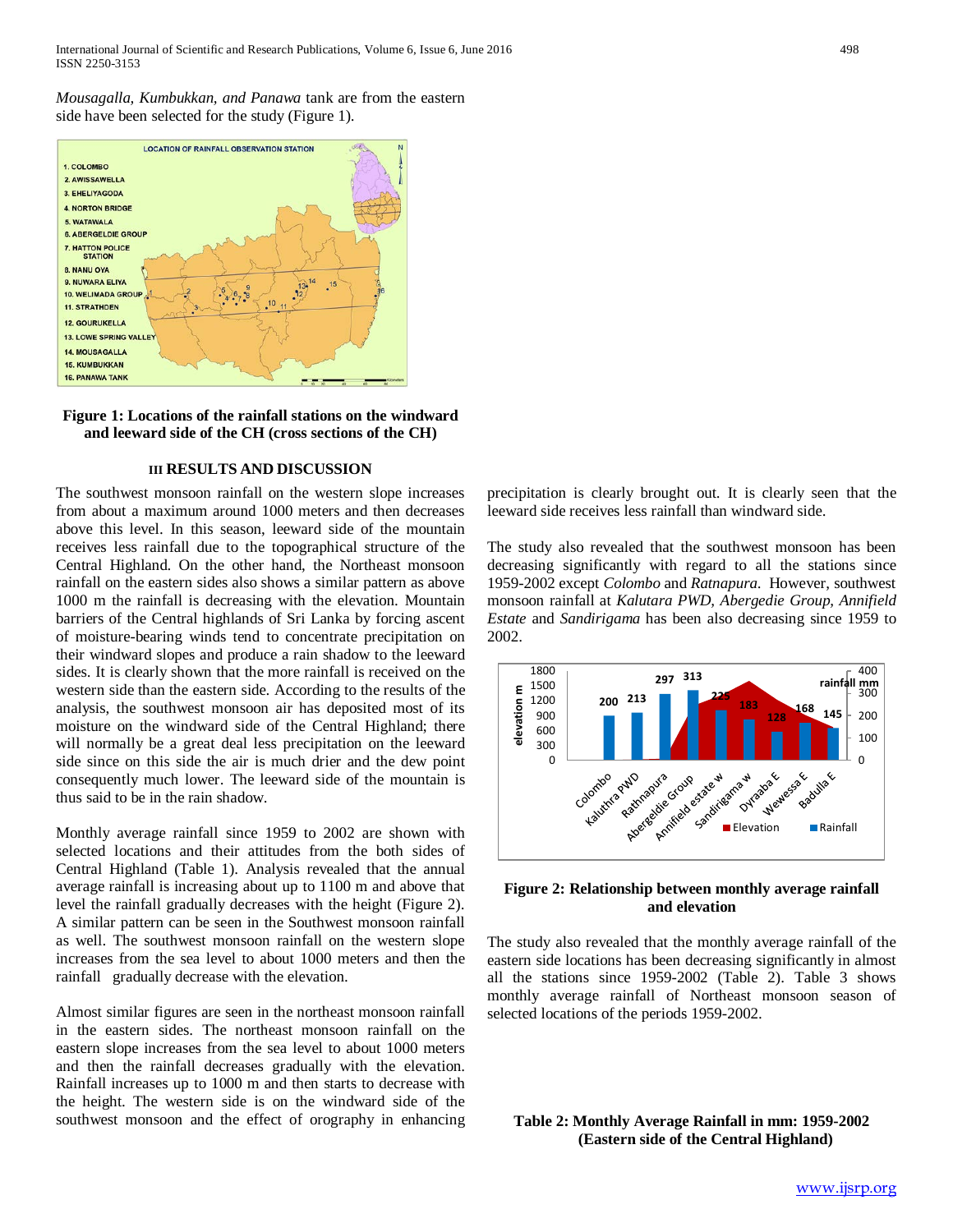*Mousagalla, Kumbukkan, and Panawa* tank are from the eastern side have been selected for the study (Figure 1).

**Figure 1: Locations of the rainfall stations on the windward and leeward side of the CH (cross sections of the CH)**

## III RESULTS AND DISCUSSION

The southwest monsoon rainfall on the western slope increases from about a maximum around 1000 meters and then decreases above this level. In this season, leeward side of the mountain receives less rainfall due to the topographical structure of the Central Highland. On the other hand, the Northeast monsoon rainfall on the eastern sides also shows a similar pattern as above 1000 m the rainfall is decreasing with the elevation. Mountain barriers of the Central highlands of Sri Lanka by forcing ascent of moisture-bearing winds tend to concentrate precipitation on their windward slopes and produce a rain shadow to the leeward sides. It is clearly shown that the more rainfall is received on the western side than the eastern side. According to the results of the analysis, the southwest monsoon air has deposited most of its moisture on the windward side of the Central Highland; there will normally be a great deal less precipitation on the leeward side since on this side the air is much drier and the dew point consequently much lower. The leeward side of the mountain is thus said to be in the rain shadow.

Monthly average rainfall since 1959 to 2002 are shown with selected locations and their attitudes from the both sides of Central Highland (Table 1). Analysis revealed that the annual average rainfall is increasing about up to 1100 m and above that level the rainfall gradually decreases with the height (Figure 2). A similar pattern can be seen in the Southwest monsoon rainfall as well. The southwest monsoon rainfall on the western slope increases from the sea level to about 1000 meters and then the rainfall gradually decrease with the elevation.

Almost similar figures are seen in the northeast monsoon rainfall in the eastern sides. The northeast monsoon rainfall on the eastern slope increases from the sea level to about 1000 meters and then the rainfall decreases gradually with the elevation. Rainfall increases up to 1000 m and then starts to decrease with the height. The western side is on the windward side of the southwest monsoon and the effect of orography in enhancing precipitation is clearly brought out. It is clearly seen that the leeward side receives less rainfall than windward side.

The study also revealed that the southwest monsoon has been decreasing significantly with regard to all the stations since 1959-2002 except *Colombo* and *Ratnapura.* However, southwest monsoon rainfall at *Kalutara PWD, Abergedie Group, Annifield Estate* and *Sandirigama* has been also decreasing since 1959 to 2002.

**Figure 2: Relationship between monthly average rainfall and elevation**

The study also revealed that the monthly average rainfall of the eastern side locations has been decreasing significantly in almost all the stations since 1959-2002 (Table 2). Table 3 shows monthly average rainfall of Northeast monsoon season of selected locations of the periods 1959-2002.

**Table 2: Monthly Average Rainfall in mm: 1959-2002 (Eastern side of the Central Highland)**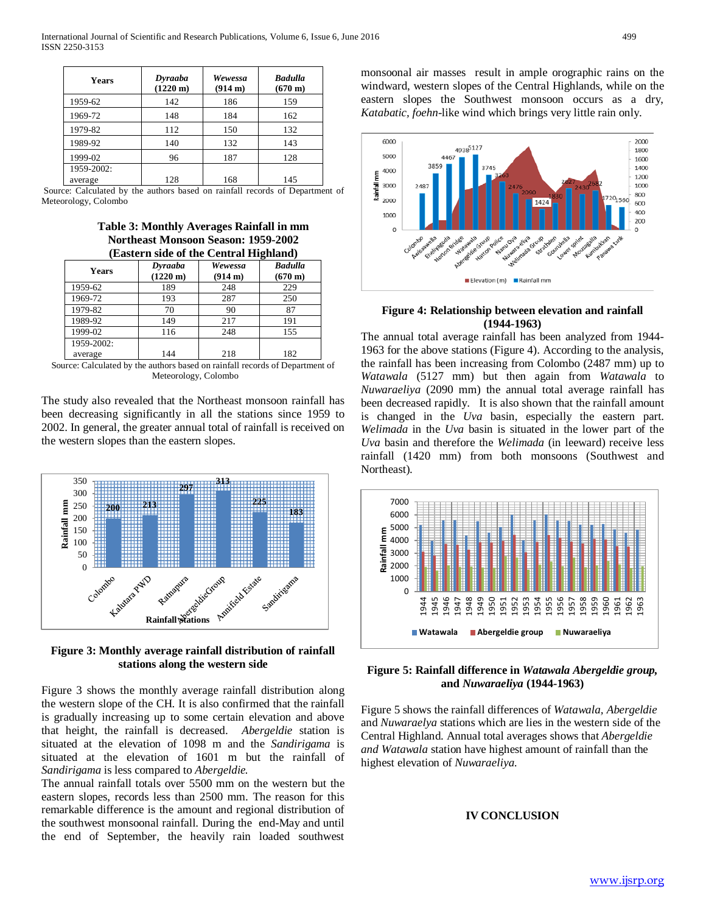| Years | *Dyraaba* (1220 m) | *Wewessa* (914 m) | *Badulla* (670 m) |
|---|---|---|---|
| 1959-62 | 142 | 186 | 159 |
| 1969-72 | 148 | 184 | 162 |
| 1979-82 | 112 | 150 | 132 |
| 1989-92 | 140 | 132 | 143 |
| 1999-02 | 96 | 187 | 128 |
| 1959-2002: average | 128 | 168 | 145 |

Source: Calculated by the authors based on rainfall records of Department of Meteorology, Colombo

**Table 3: Monthly Averages Rainfall in mm Northeast Monsoon Season: 1959-2002 (Eastern side of the Central Highland)**

| Years | *Dyraaba* (1220 m) | *Wewessa* (914 m) | *Badulla* (670 m) |
|---|---|---|---|
| 1959-62 | 189 | 248 | 229 |
| 1969-72 | 193 | 287 | 250 |
| 1979-82 | 70 | 90 | 87 |
| 1989-92 | 149 | 217 | 191 |
| 1999-02 | 116 | 248 | 155 |
| 1959-2002: average | 144 | 218 | 182 |

Source: Calculated by the authors based on rainfall records of Department of Meteorology, Colombo

The study also revealed that the Northeast monsoon rainfall has been decreasing significantly in all the stations since 1959 to 2002. In general, the greater annual total of rainfall is received on the western slopes than the eastern slopes.

**Figure 3: Monthly average rainfall distribution of rainfall stations along the western side**

Figure 3 shows the monthly average rainfall distribution along the western slope of the CH. It is also confirmed that the rainfall is gradually increasing up to some certain elevation and above that height, the rainfall is decreased. *Abergeldie* station is situated at the elevation of 1098 m and the *Sandirigama* is situated at the elevation of 1601 m but the rainfall of *Sandirigama* is less compared to *Abergeldie.*

The annual rainfall totals over 5500 mm on the western but the eastern slopes, records less than 2500 mm. The reason for this remarkable difference is the amount and regional distribution of the southwest monsoonal rainfall. During the end-May and until the end of September, the heavily rain loaded southwest monsoonal air masses result in ample orographic rains on the windward, western slopes of the Central Highlands, while on the eastern slopes the Southwest monsoon occurs as a dry, *Katabatic, foehn*-like wind which brings very little rain only.

**Figure 4: Relationship between elevation and rainfall (1944-1963)**

The annual total average rainfall has been analyzed from 1944-1963 for the above stations (Figure 4). According to the analysis, the rainfall has been increasing from Colombo (2487 mm) up to *Watawala* (5127 mm) but then again from *Watawala* to *Nuwaraeliya* (2090 mm) the annual total average rainfall has been decreased rapidly. It is also shown that the rainfall amount is changed in the *Uva* basin, especially the eastern part. *Welimada* in the *Uva* basin is situated in the lower part of the *Uva* basin and therefore the *Welimada* (in leeward) receive less rainfall (1420 mm) from both monsoons (Southwest and Northeast).

**Figure 5: Rainfall difference in *Watawala Abergeldie group,* and *Nuwaraeliya* (1944-1963)**

Figure 5 shows the rainfall differences of *Watawala, Abergeldie* and *Nuwaraelya* stations which are lies in the western side of the Central Highland. Annual total averages shows that *Abergeldie and Watawala* station have highest amount of rainfall than the highest elevation of *Nuwaraeliya.*

## IV CONCLUSION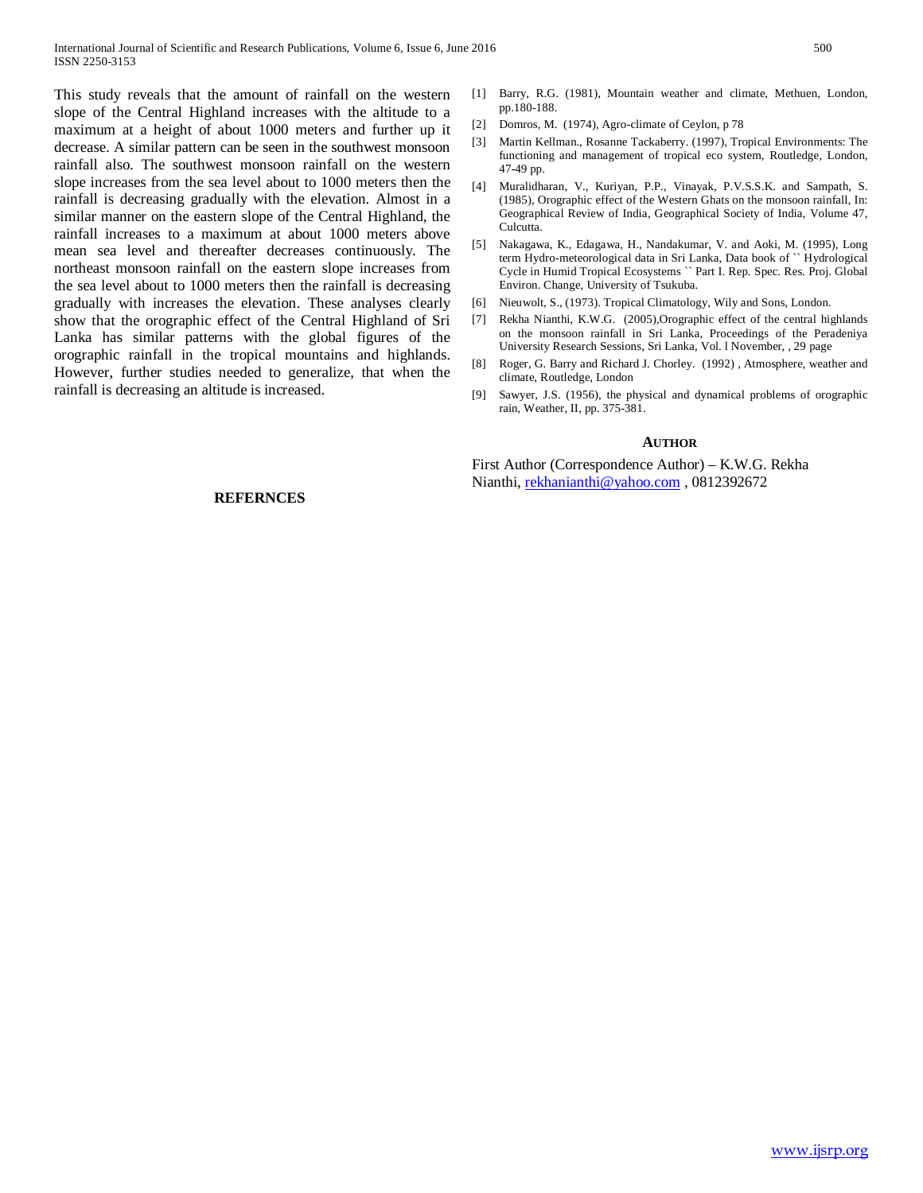This study reveals that the amount of rainfall on the western slope of the Central Highland increases with the altitude to a maximum at a height of about 1000 meters and further up it decrease. A similar pattern can be seen in the southwest monsoon rainfall also. The southwest monsoon rainfall on the western slope increases from the sea level about to 1000 meters then the rainfall is decreasing gradually with the elevation. Almost in a similar manner on the eastern slope of the Central Highland, the rainfall increases to a maximum at about 1000 meters above mean sea level and thereafter decreases continuously. The northeast monsoon rainfall on the eastern slope increases from the sea level about to 1000 meters then the rainfall is decreasing gradually with increases the elevation. These analyses clearly show that the orographic effect of the Central Highland of Sri Lanka has similar patterns with the global figures of the orographic rainfall in the tropical mountains and highlands. However, further studies needed to generalize, that when the rainfall is decreasing an altitude is increased.

## REFERNCES

[1] Barry, R.G. (1981), Mountain weather and climate, Methuen, London, pp.180-188.

[2] Domros, M. (1974), Agro-climate of Ceylon, p 78

[3] Martin Kellman., Rosanne Tackaberry. (1997), Tropical Environments: The functioning and management of tropical eco system, Routledge, London, 47-49 pp.

[4] Muralidharan, V., Kuriyan, P.P., Vinayak, P.V.S.S.K. and Sampath, S. (1985), Orographic effect of the Western Ghats on the monsoon rainfall, In: Geographical Review of India, Geographical Society of India, Volume 47, Culcutta.

[5] Nakagawa, K., Edagawa, H., Nandakumar, V. and Aoki, M. (1995), Long term Hydro-meteorological data in Sri Lanka, Data book of `` Hydrological Cycle in Humid Tropical Ecosystems `` Part I. Rep. Spec. Res. Proj. Global Environ. Change, University of Tsukuba.

[6] Nieuwolt, S., (1973). Tropical Climatology, Wily and Sons, London.

[7] Rekha Nianthi, K.W.G. (2005),Orographic effect of the central highlands on the monsoon rainfall in Sri Lanka, Proceedings of the Peradeniya University Research Sessions, Sri Lanka, Vol. l November, , 29 page

[8] Roger, G. Barry and Richard J. Chorley. (1992) , Atmosphere, weather and climate, Routledge, London

[9] Sawyer, J.S. (1956), the physical and dynamical problems of orographic rain, Weather, II, pp. 375-381.

## AUTHOR

First Author (Correspondence Author) – K.W.G. Rekha Nianthi, rekhanianthi@yahoo.com , 0812392672